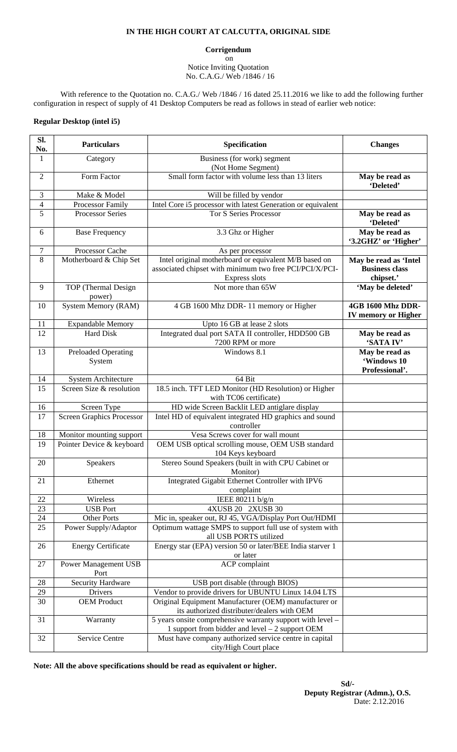**IN THE HIGH COURT AT CALCUTTA, ORIGINAL SIDE**

**Corrigendum**

on

Notice Inviting Quotation

No. C.A.G./ Web /1846 / 16

With reference to the Quotation no. C.A.G./ Web /1846 / 16 dated 25.11.2016 we like to add the following further configuration in respect of supply of 41 Desktop Computers be read as follows in stead of earlier web notice:

**Regular Desktop (intel i5)**

| Sl. No. | Particulars | Specification | Changes |
|---|---|---|---|
| 1 | Category | Business (for work) segment (Not Home Segment) | |
| 2 | Form Factor | Small form factor with volume less than 13 liters | **May be read as 'Deleted'** |
| 3 | Make & Model | Will be filled by vendor | |
| 4 | Processor Family | Intel Core i5 processor with latest Generation or equivalent | |
| 5 | Processor Series | Tor S Series Processor | **May be read as 'Deleted'** |
| 6 | Base Frequency | 3.3 Ghz or Higher | **May be read as '3.2GHZ' or 'Higher'** |
| 7 | Processor Cache | As per processor | |
| 8 | Motherboard & Chip Set | Intel original motherboard or equivalent M/B based on associated chipset with minimum two free PCI/PCI/X/PCI-Express slots | **May be read as 'Intel Business class chipset.'** |
| 9 | TOP (Thermal Design power) | Not more than 65W | **'May be deleted'** |
| 10 | System Memory (RAM) | 4 GB 1600 Mhz DDR- 11 memory or Higher | **4GB 1600 Mhz DDR-IV memory or Higher** |
| 11 | Expandable Memory | Upto 16 GB at lease 2 slots | |
| 12 | Hard Disk | Integrated dual port SATA II controller, HDD500 GB 7200 RPM or more | **May be read as 'SATA IV'** |
| 13 | Preloaded Operating System | Windows 8.1 | **May be read as 'Windows 10 Professional'.** |
| 14 | System Architecture | 64 Bit | |
| 15 | Screen Size & resolution | 18.5 inch. TFT LED Monitor (HD Resolution) or Higher with TC06 certificate) | |
| 16 | Screen Type | HD wide Screen Backlit LED antiglare display | |
| 17 | Screen Graphics Processor | Intel HD of equivalent integrated HD graphics and sound controller | |
| 18 | Monitor mounting support | Vesa Screws cover for wall mount | |
| 19 | Pointer Device & keyboard | OEM USB optical scrolling mouse, OEM USB standard 104 Keys keyboard | |
| 20 | Speakers | Stereo Sound Speakers (built in with CPU Cabinet or Monitor) | |
| 21 | Ethernet | Integrated Gigabit Ethernet Controller with IPV6 complaint | |
| 22 | Wireless | IEEE 80211 b/g/n | |
| 23 | USB Port | 4XUSB 20 2XUSB 30 | |
| 24 | Other Ports | Mic in, speaker out, RJ 45, VGA/Display Port Out/HDMI | |
| 25 | Power Supply/Adaptor | Optimum wattage SMPS to support full use of system with all USB PORTS utilized | |
| 26 | Energy Certificate | Energy star (EPA) version 50 or later/BEE India starver 1 or later | |
| 27 | Power Management USB Port | ACP complaint | |
| 28 | Security Hardware | USB port disable (through BIOS) | |
| 29 | Drivers | Vendor to provide drivers for UBUNTU Linux 14.04 LTS | |
| 30 | OEM Product | Original Equipment Manufacturer (OEM) manufacturer or its authorized distributer/dealers with OEM | |
| 31 | Warranty | 5 years onsite comprehensive warranty support with level – 1 support from bidder and level – 2 support OEM | |
| 32 | Service Centre | Must have company authorized service centre in capital city/High Court place | |

**Note: All the above specifications should be read as equivalent or higher.**

**Sd/-**

**Deputy Registrar (Admn.), O.S.**

Date: 2.12.2016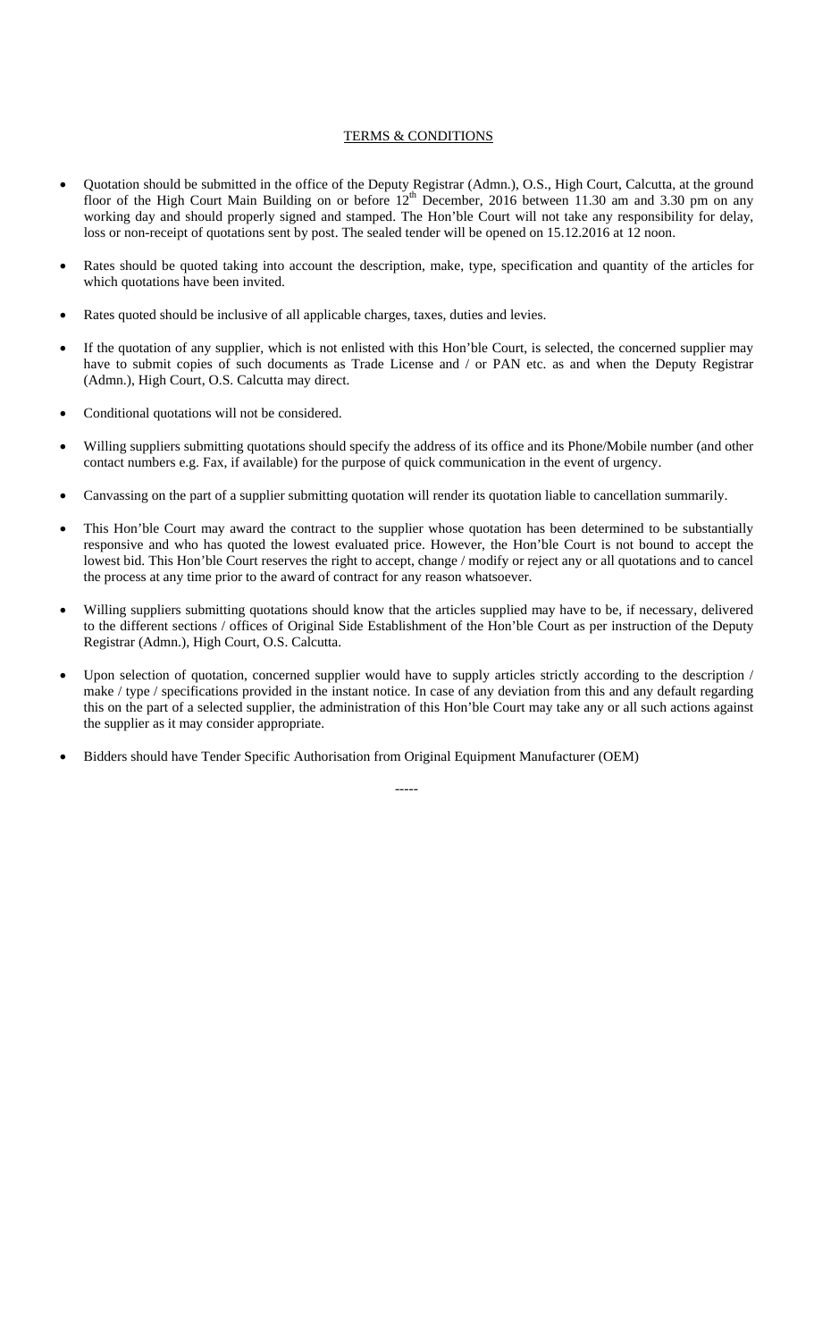## TERMS & CONDITIONS

- Quotation should be submitted in the office of the Deputy Registrar (Admn.), O.S., High Court, Calcutta, at the ground floor of the High Court Main Building on or before 12th December, 2016 between 11.30 am and 3.30 pm on any working day and should properly signed and stamped. The Hon'ble Court will not take any responsibility for delay, loss or non-receipt of quotations sent by post. The sealed tender will be opened on 15.12.2016 at 12 noon.

- Rates should be quoted taking into account the description, make, type, specification and quantity of the articles for which quotations have been invited.

- Rates quoted should be inclusive of all applicable charges, taxes, duties and levies.

- If the quotation of any supplier, which is not enlisted with this Hon'ble Court, is selected, the concerned supplier may have to submit copies of such documents as Trade License and / or PAN etc. as and when the Deputy Registrar (Admn.), High Court, O.S. Calcutta may direct.

- Conditional quotations will not be considered.

- Willing suppliers submitting quotations should specify the address of its office and its Phone/Mobile number (and other contact numbers e.g. Fax, if available) for the purpose of quick communication in the event of urgency.

- Canvassing on the part of a supplier submitting quotation will render its quotation liable to cancellation summarily.

- This Hon'ble Court may award the contract to the supplier whose quotation has been determined to be substantially responsive and who has quoted the lowest evaluated price. However, the Hon'ble Court is not bound to accept the lowest bid. This Hon'ble Court reserves the right to accept, change / modify or reject any or all quotations and to cancel the process at any time prior to the award of contract for any reason whatsoever.

- Willing suppliers submitting quotations should know that the articles supplied may have to be, if necessary, delivered to the different sections / offices of Original Side Establishment of the Hon'ble Court as per instruction of the Deputy Registrar (Admn.), High Court, O.S. Calcutta.

- Upon selection of quotation, concerned supplier would have to supply articles strictly according to the description / make / type / specifications provided in the instant notice. In case of any deviation from this and any default regarding this on the part of a selected supplier, the administration of this Hon'ble Court may take any or all such actions against the supplier as it may consider appropriate.

- Bidders should have Tender Specific Authorisation from Original Equipment Manufacturer (OEM)

-----